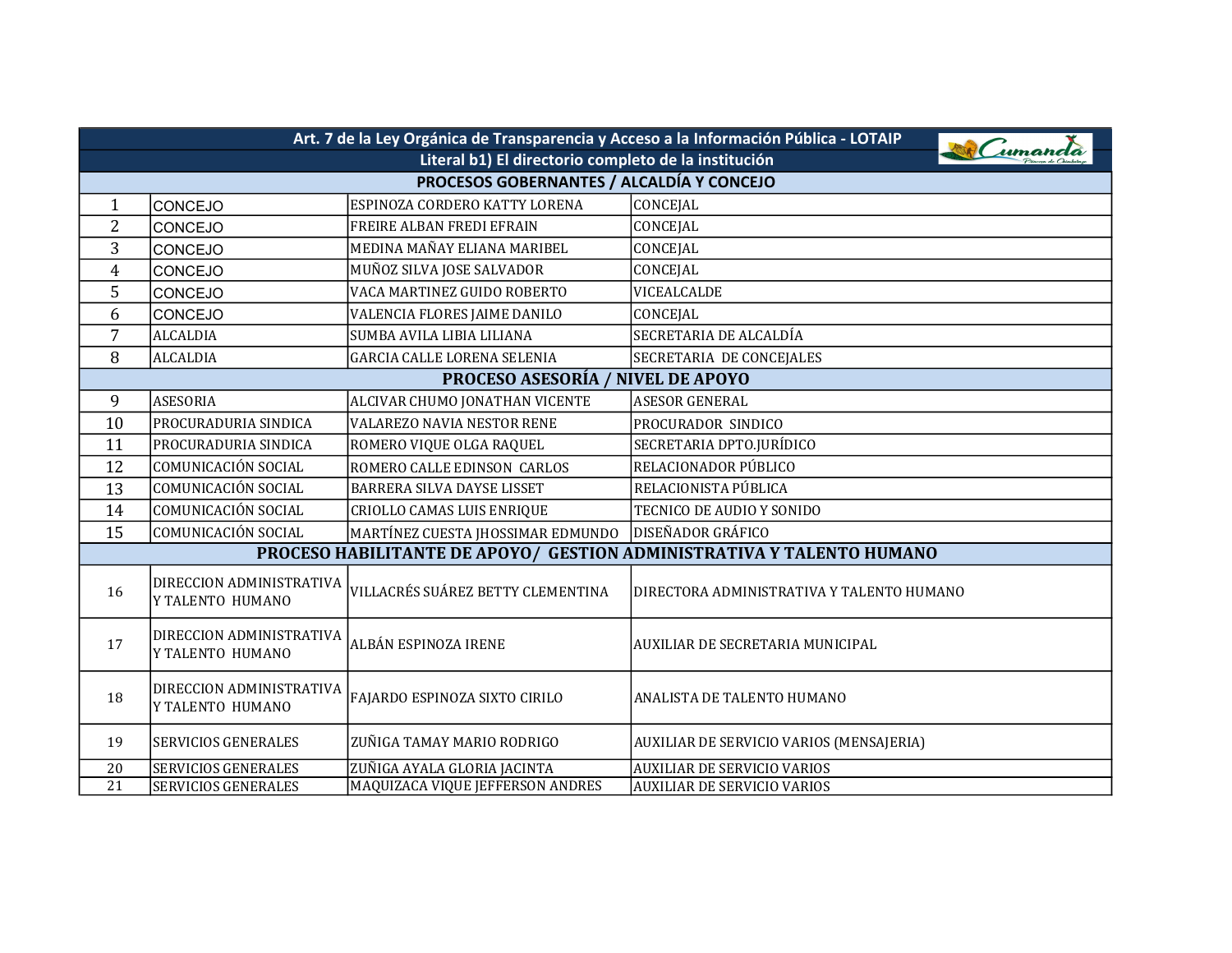| Art. 7 de la Ley Orgánica de Transparencia y Acceso a la Información Pública - LOTAIP | | | |
|---|---|---|---|
| Literal b1) El directorio completo de la institución | | | |
| PROCESOS GOBERNANTES / ALCALDÍA Y CONCEJO | | | |
| 1 | CONCEJO | ESPINOZA CORDERO KATTY LORENA | CONCEJAL |
| 2 | CONCEJO | FREIRE ALBAN FREDI EFRAIN | CONCEJAL |
| 3 | CONCEJO | MEDINA MAÑAY ELIANA MARIBEL | CONCEJAL |
| 4 | CONCEJO | MUÑOZ SILVA JOSE SALVADOR | CONCEJAL |
| 5 | CONCEJO | VACA MARTINEZ GUIDO ROBERTO | VICEALCALDE |
| 6 | CONCEJO | VALENCIA FLORES JAIME DANILO | CONCEJAL |
| 7 | ALCALDIA | SUMBA AVILA LIBIA LILIANA | SECRETARIA DE ALCALDÍA |
| 8 | ALCALDIA | GARCIA CALLE LORENA SELENIA | SECRETARIA DE CONCEJALES |
| PROCESO ASESORÍA / NIVEL DE APOYO | | | |
| 9 | ASESORIA | ALCIVAR CHUMO JONATHAN VICENTE | ASESOR GENERAL |
| 10 | PROCURADURIA SINDICA | VALAREZO NAVIA NESTOR RENE | PROCURADOR SINDICO |
| 11 | PROCURADURIA SINDICA | ROMERO VIQUE OLGA RAQUEL | SECRETARIA DPTO.JURÍDICO |
| 12 | COMUNICACIÓN SOCIAL | ROMERO CALLE EDINSON CARLOS | RELACIONADOR PÚBLICO |
| 13 | COMUNICACIÓN SOCIAL | BARRERA SILVA DAYSE LISSET | RELACIONISTA PÚBLICA |
| 14 | COMUNICACIÓN SOCIAL | CRIOLLO CAMAS LUIS ENRIQUE | TECNICO DE AUDIO Y SONIDO |
| 15 | COMUNICACIÓN SOCIAL | MARTÍNEZ CUESTA JHOSSIMAR EDMUNDO | DISEÑADOR GRÁFICO |
| PROCESO HABILITANTE DE APOYO/ GESTION ADMINISTRATIVA Y TALENTO HUMANO | | | |
| 16 | DIRECCION ADMINISTRATIVA Y TALENTO HUMANO | VILLACRÉS SUÁREZ BETTY CLEMENTINA | DIRECTORA ADMINISTRATIVA Y TALENTO HUMANO |
| 17 | DIRECCION ADMINISTRATIVA Y TALENTO HUMANO | ALBÁN ESPINOZA IRENE | AUXILIAR DE SECRETARIA MUNICIPAL |
| 18 | DIRECCION ADMINISTRATIVA Y TALENTO HUMANO | FAJARDO ESPINOZA SIXTO CIRILO | ANALISTA DE TALENTO HUMANO |
| 19 | SERVICIOS GENERALES | ZUÑIGA TAMAY MARIO RODRIGO | AUXILIAR DE SERVICIO VARIOS (MENSAJERIA) |
| 20 | SERVICIOS GENERALES | ZUÑIGA AYALA GLORIA JACINTA | AUXILIAR DE SERVICIO VARIOS |
| 21 | SERVICIOS GENERALES | MAQUIZACA VIQUE JEFFERSON ANDRES | AUXILIAR DE SERVICIO VARIOS |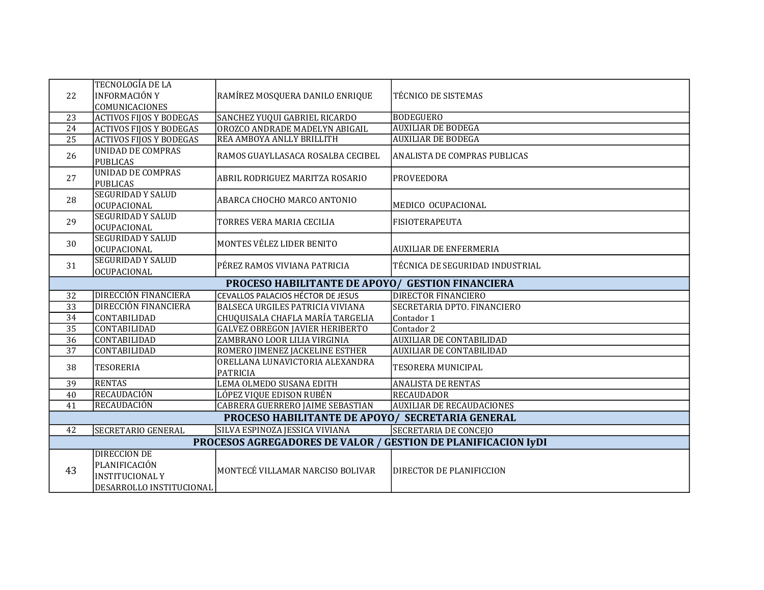| | | | |
|---|---|---|---|
| 22 | TECNOLOGÍA DE LA INFORMACIÓN Y COMUNICACIONES | RAMÍREZ MOSQUERA DANILO ENRIQUE | TÉCNICO DE SISTEMAS |
| 23 | ACTIVOS FIJOS Y BODEGAS | SANCHEZ YUQUI GABRIEL RICARDO | BODEGUERO |
| 24 | ACTIVOS FIJOS Y BODEGAS | OROZCO ANDRADE MADELYN ABIGAIL | AUXILIAR DE BODEGA |
| 25 | ACTIVOS FIJOS Y BODEGAS | REA AMBOYA ANLLY BRILLITH | AUXILIAR DE BODEGA |
| 26 | UNIDAD DE COMPRAS PUBLICAS | RAMOS GUAYLLASACA ROSALBA CECIBEL | ANALISTA DE COMPRAS PUBLICAS |
| 27 | UNIDAD DE COMPRAS PUBLICAS | ABRIL RODRIGUEZ MARITZA ROSARIO | PROVEEDORA |
| 28 | SEGURIDAD Y SALUD OCUPACIONAL | ABARCA CHOCHO MARCO ANTONIO | MEDICO OCUPACIONAL |
| 29 | SEGURIDAD Y SALUD OCUPACIONAL | TORRES VERA MARIA CECILIA | FISIOTERAPEUTA |
| 30 | SEGURIDAD Y SALUD OCUPACIONAL | MONTES VÉLEZ LIDER BENITO | AUXILIAR DE ENFERMERIA |
| 31 | SEGURIDAD Y SALUD OCUPACIONAL | PÉREZ RAMOS VIVIANA PATRICIA | TÉCNICA DE SEGURIDAD INDUSTRIAL |
| **PROCESO HABILITANTE DE APOYO/ GESTION FINANCIERA** | | | |
| 32 | DIRECCIÓN FINANCIERA | CEVALLOS PALACIOS HÉCTOR DE JESUS | DIRECTOR FINANCIERO |
| 33 | DIRECCIÓN FINANCIERA | BALSECA URGILES PATRICIA VIVIANA | SECRETARIA DPTO. FINANCIERO |
| 34 | CONTABILIDAD | CHUQUISALA CHAFLA MARÍA TARGELIA | Contador 1 |
| 35 | CONTABILIDAD | GALVEZ OBREGON JAVIER HERIBERTO | Contador 2 |
| 36 | CONTABILIDAD | ZAMBRANO LOOR LILIA VIRGINIA | AUXILIAR DE CONTABILIDAD |
| 37 | CONTABILIDAD | ROMERO JIMENEZ JACKELINE ESTHER | AUXILIAR DE CONTABILIDAD |
| 38 | TESORERIA | ORELLANA LUNAVICTORIA ALEXANDRA PATRICIA | TESORERA MUNICIPAL |
| 39 | RENTAS | LEMA OLMEDO SUSANA EDITH | ANALISTA DE RENTAS |
| 40 | RECAUDACIÓN | LÓPEZ VIQUE EDISON RUBÉN | RECAUDADOR |
| 41 | RECAUDACIÓN | CABRERA GUERRERO JAIME SEBASTIAN | AUXILIAR DE RECAUDACIONES |
| **PROCESO HABILITANTE DE APOYO/ SECRETARIA GENERAL** | | | |
| 42 | SECRETARIO GENERAL | SILVA ESPINOZA JESSICA VIVIANA | SECRETARIA DE CONCEJO |
| **PROCESOS AGREGADORES DE VALOR / GESTION DE PLANIFICACION IyDI** | | | |
| 43 | DIRECCION DE PLANIFICACIÓN INSTITUCIONAL Y DESARROLLO INSTITUCIONAL | MONTECÉ VILLAMAR NARCISO BOLIVAR | DIRECTOR DE PLANIFICCION |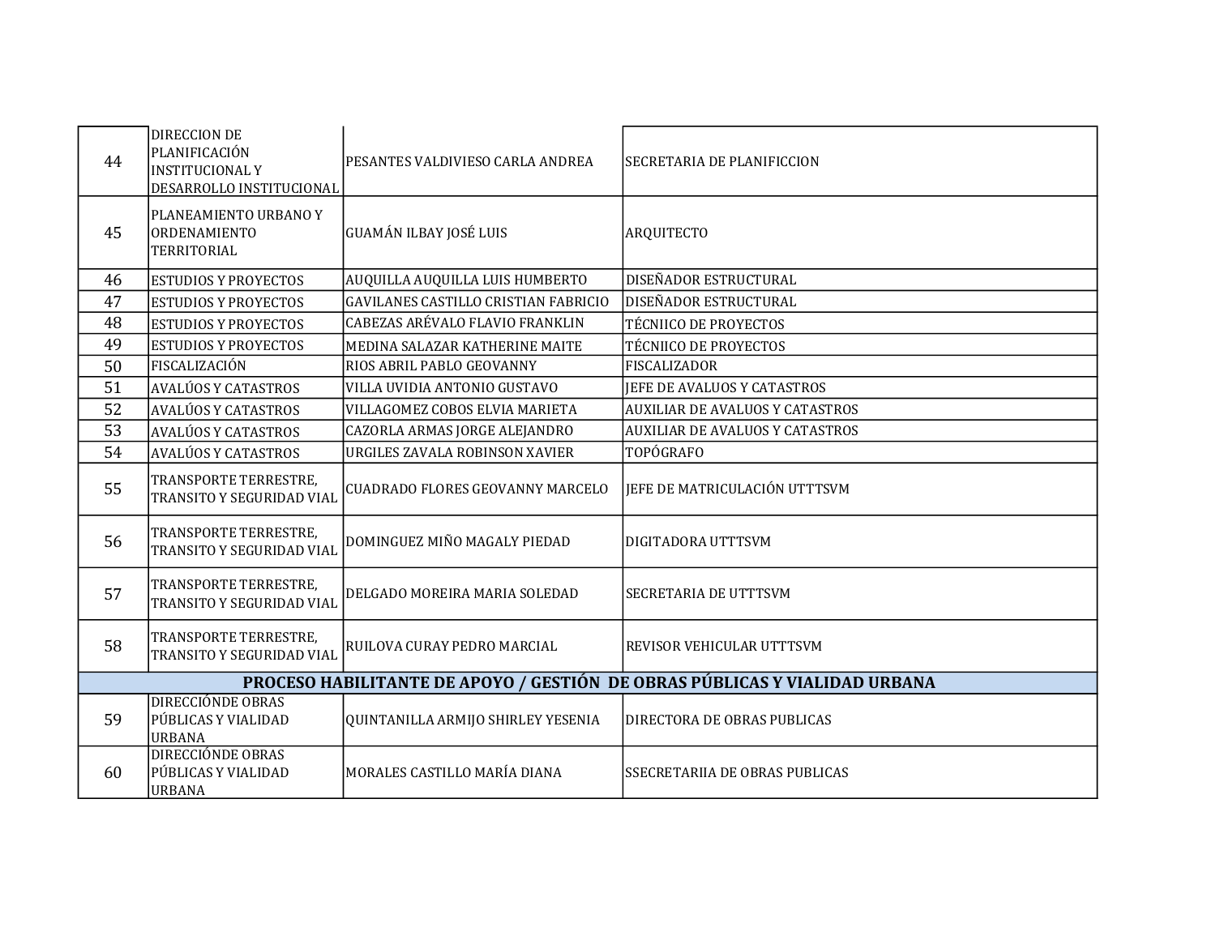| | | | |
|---|---|---|---|
| 44 | DIRECCION DE PLANIFICACIÓN INSTITUCIONAL Y DESARROLLO INSTITUCIONAL | PESANTES VALDIVIESO CARLA ANDREA | SECRETARIA DE PLANIFICCION |
| 45 | PLANEAMIENTO URBANO Y ORDENAMIENTO TERRITORIAL | GUAMÁN ILBAY JOSÉ LUIS | ARQUITECTO |
| 46 | ESTUDIOS Y PROYECTOS | AUQUILLA AUQUILLA LUIS HUMBERTO | DISEÑADOR ESTRUCTURAL |
| 47 | ESTUDIOS Y PROYECTOS | GAVILANES CASTILLO CRISTIAN FABRICIO | DISEÑADOR ESTRUCTURAL |
| 48 | ESTUDIOS Y PROYECTOS | CABEZAS ARÉVALO FLAVIO FRANKLIN | TÉCNIICO DE PROYECTOS |
| 49 | ESTUDIOS Y PROYECTOS | MEDINA SALAZAR KATHERINE MAITE | TÉCNIICO DE PROYECTOS |
| 50 | FISCALIZACIÓN | RIOS ABRIL PABLO GEOVANNY | FISCALIZADOR |
| 51 | AVALÚOS Y CATASTROS | VILLA UVIDIA ANTONIO GUSTAVO | JEFE DE AVALUOS Y CATASTROS |
| 52 | AVALÚOS Y CATASTROS | VILLAGOMEZ COBOS ELVIA MARIETA | AUXILIAR DE AVALUOS Y CATASTROS |
| 53 | AVALÚOS Y CATASTROS | CAZORLA ARMAS JORGE ALEJANDRO | AUXILIAR DE AVALUOS Y CATASTROS |
| 54 | AVALÚOS Y CATASTROS | URGILES ZAVALA ROBINSON XAVIER | TOPÓGRAFO |
| 55 | TRANSPORTE TERRESTRE, TRANSITO Y SEGURIDAD VIAL | CUADRADO FLORES GEOVANNY MARCELO | JEFE DE MATRICULACIÓN UTTTSVM |
| 56 | TRANSPORTE TERRESTRE, TRANSITO Y SEGURIDAD VIAL | DOMINGUEZ MIÑO MAGALY PIEDAD | DIGITADORA UTTTSVM |
| 57 | TRANSPORTE TERRESTRE, TRANSITO Y SEGURIDAD VIAL | DELGADO MOREIRA MARIA SOLEDAD | SECRETARIA DE UTTTSVM |
| 58 | TRANSPORTE TERRESTRE, TRANSITO Y SEGURIDAD VIAL | RUILOVA CURAY PEDRO MARCIAL | REVISOR VEHICULAR UTTTSVM |
| **PROCESO HABILITANTE DE APOYO / GESTIÓN DE OBRAS PÚBLICAS Y VIALIDAD URBANA** | | | |
| 59 | DIRECCIÓNDE OBRAS PÚBLICAS Y VIALIDAD URBANA | QUINTANILLA ARMIJO SHIRLEY YESENIA | DIRECTORA DE OBRAS PUBLICAS |
| 60 | DIRECCIÓNDE OBRAS PÚBLICAS Y VIALIDAD URBANA | MORALES CASTILLO MARÍA DIANA | SSECRETARIIA DE OBRAS PUBLICAS |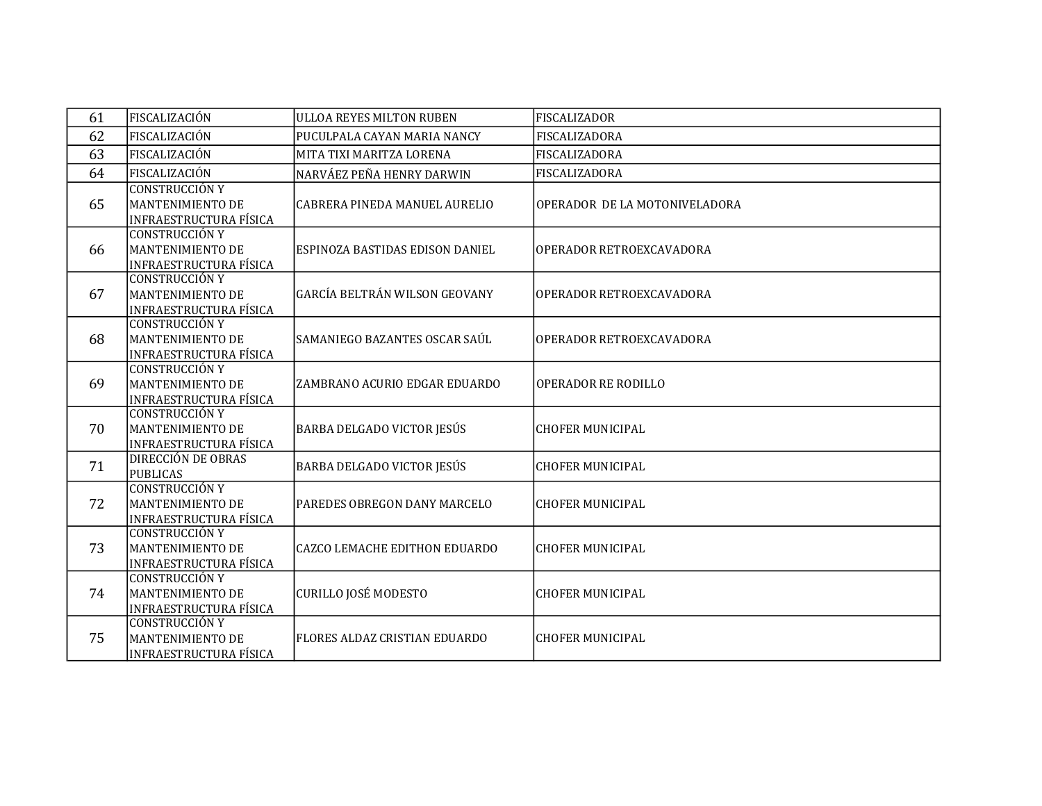| | | | |
|---|---|---|---|
| 61 | FISCALIZACIÓN | ULLOA REYES MILTON RUBEN | FISCALIZADOR |
| 62 | FISCALIZACIÓN | PUCULPALA CAYAN MARIA NANCY | FISCALIZADORA |
| 63 | FISCALIZACIÓN | MITA TIXI MARITZA LORENA | FISCALIZADORA |
| 64 | FISCALIZACIÓN | NARVÁEZ PEÑA HENRY DARWIN | FISCALIZADORA |
| 65 | CONSTRUCCIÓN Y MANTENIMIENTO DE INFRAESTRUCTURA FÍSICA | CABRERA PINEDA MANUEL AURELIO | OPERADOR DE LA MOTONIVELADORA |
| 66 | CONSTRUCCIÓN Y MANTENIMIENTO DE INFRAESTRUCTURA FÍSICA | ESPINOZA BASTIDAS EDISON DANIEL | OPERADOR RETROEXCAVADORA |
| 67 | CONSTRUCCIÓN Y MANTENIMIENTO DE INFRAESTRUCTURA FÍSICA | GARCÍA BELTRÁN WILSON GEOVANY | OPERADOR RETROEXCAVADORA |
| 68 | CONSTRUCCIÓN Y MANTENIMIENTO DE INFRAESTRUCTURA FÍSICA | SAMANIEGO BAZANTES OSCAR SAÚL | OPERADOR RETROEXCAVADORA |
| 69 | CONSTRUCCIÓN Y MANTENIMIENTO DE INFRAESTRUCTURA FÍSICA | ZAMBRANO ACURIO EDGAR EDUARDO | OPERADOR RE RODILLO |
| 70 | CONSTRUCCIÓN Y MANTENIMIENTO DE INFRAESTRUCTURA FÍSICA | BARBA DELGADO VICTOR JESÚS | CHOFER MUNICIPAL |
| 71 | DIRECCIÓN DE OBRAS PUBLICAS | BARBA DELGADO VICTOR JESÚS | CHOFER MUNICIPAL |
| 72 | CONSTRUCCIÓN Y MANTENIMIENTO DE INFRAESTRUCTURA FÍSICA | PAREDES OBREGON DANY MARCELO | CHOFER MUNICIPAL |
| 73 | CONSTRUCCIÓN Y MANTENIMIENTO DE INFRAESTRUCTURA FÍSICA | CAZCO LEMACHE EDITHON EDUARDO | CHOFER MUNICIPAL |
| 74 | CONSTRUCCIÓN Y MANTENIMIENTO DE INFRAESTRUCTURA FÍSICA | CURILLO JOSÉ MODESTO | CHOFER MUNICIPAL |
| 75 | CONSTRUCCIÓN Y MANTENIMIENTO DE INFRAESTRUCTURA FÍSICA | FLORES ALDAZ CRISTIAN EDUARDO | CHOFER MUNICIPAL |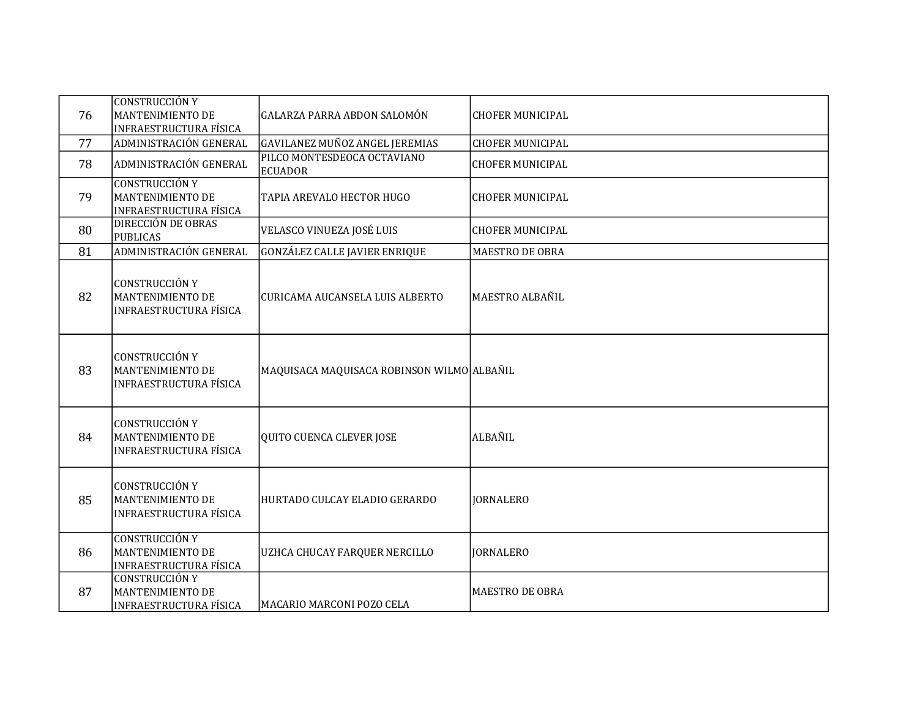| | | | |
|---|---|---|---|
| 76 | CONSTRUCCIÓN Y MANTENIMIENTO DE INFRAESTRUCTURA FÍSICA | GALARZA PARRA ABDON SALOMÓN | CHOFER MUNICIPAL |
| 77 | ADMINISTRACIÓN GENERAL | GAVILANEZ MUÑOZ ANGEL JEREMIAS | CHOFER MUNICIPAL |
| 78 | ADMINISTRACIÓN GENERAL | PILCO MONTESDEOCA OCTAVIANO ECUADOR | CHOFER MUNICIPAL |
| 79 | CONSTRUCCIÓN Y MANTENIMIENTO DE INFRAESTRUCTURA FÍSICA | TAPIA AREVALO HECTOR HUGO | CHOFER MUNICIPAL |
| 80 | DIRECCIÓN DE OBRAS PUBLICAS | VELASCO VINUEZA JOSÉ LUIS | CHOFER MUNICIPAL |
| 81 | ADMINISTRACIÓN GENERAL | GONZÁLEZ CALLE JAVIER ENRIQUE | MAESTRO DE OBRA |
| 82 | CONSTRUCCIÓN Y MANTENIMIENTO DE INFRAESTRUCTURA FÍSICA | CURICAMA AUCANSELA LUIS ALBERTO | MAESTRO ALBAÑIL |
| 83 | CONSTRUCCIÓN Y MANTENIMIENTO DE INFRAESTRUCTURA FÍSICA | MAQUISACA MAQUISACA ROBINSON WILMO | ALBAÑIL |
| 84 | CONSTRUCCIÓN Y MANTENIMIENTO DE INFRAESTRUCTURA FÍSICA | QUITO CUENCA CLEVER JOSE | ALBAÑIL |
| 85 | CONSTRUCCIÓN Y MANTENIMIENTO DE INFRAESTRUCTURA FÍSICA | HURTADO CULCAY ELADIO GERARDO | JORNALERO |
| 86 | CONSTRUCCIÓN Y MANTENIMIENTO DE INFRAESTRUCTURA FÍSICA | UZHCA CHUCAY FARQUER NERCILLO | JORNALERO |
| 87 | CONSTRUCCIÓN Y MANTENIMIENTO DE INFRAESTRUCTURA FÍSICA | MACARIO MARCONI POZO CELA | MAESTRO DE OBRA |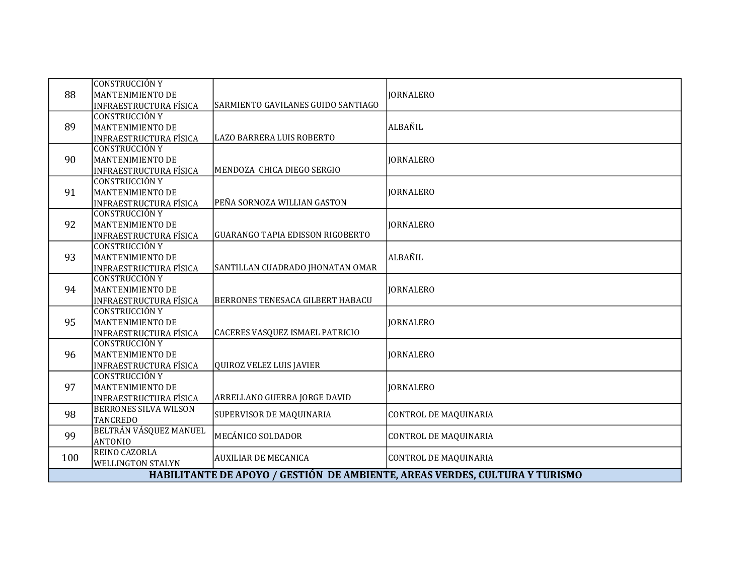| | | | |
|---|---|---|---|
| 88 | CONSTRUCCIÓN Y MANTENIMIENTO DE INFRAESTRUCTURA FÍSICA | SARMIENTO GAVILANES GUIDO SANTIAGO | JORNALERO |
| 89 | CONSTRUCCIÓN Y MANTENIMIENTO DE INFRAESTRUCTURA FÍSICA | LAZO BARRERA LUIS ROBERTO | ALBAÑIL |
| 90 | CONSTRUCCIÓN Y MANTENIMIENTO DE INFRAESTRUCTURA FÍSICA | MENDOZA CHICA DIEGO SERGIO | JORNALERO |
| 91 | CONSTRUCCIÓN Y MANTENIMIENTO DE INFRAESTRUCTURA FÍSICA | PEÑA SORNOZA WILLIAN GASTON | JORNALERO |
| 92 | CONSTRUCCIÓN Y MANTENIMIENTO DE INFRAESTRUCTURA FÍSICA | GUARANGO TAPIA EDISSON RIGOBERTO | JORNALERO |
| 93 | CONSTRUCCIÓN Y MANTENIMIENTO DE INFRAESTRUCTURA FÍSICA | SANTILLAN CUADRADO JHONATAN OMAR | ALBAÑIL |
| 94 | CONSTRUCCIÓN Y MANTENIMIENTO DE INFRAESTRUCTURA FÍSICA | BERRONES TENESACA GILBERT HABACU | JORNALERO |
| 95 | CONSTRUCCIÓN Y MANTENIMIENTO DE INFRAESTRUCTURA FÍSICA | CACERES VASQUEZ ISMAEL PATRICIO | JORNALERO |
| 96 | CONSTRUCCIÓN Y MANTENIMIENTO DE INFRAESTRUCTURA FÍSICA | QUIROZ VELEZ LUIS JAVIER | JORNALERO |
| 97 | CONSTRUCCIÓN Y MANTENIMIENTO DE INFRAESTRUCTURA FÍSICA | ARRELLANO GUERRA JORGE DAVID | JORNALERO |
| 98 | BERRONES SILVA WILSON TANCREDO | SUPERVISOR DE MAQUINARIA | CONTROL DE MAQUINARIA |
| 99 | BELTRÁN VÁSQUEZ MANUEL ANTONIO | MECÁNICO SOLDADOR | CONTROL DE MAQUINARIA |
| 100 | REINO CAZORLA WELLINGTON STALYN | AUXILIAR DE MECANICA | CONTROL DE MAQUINARIA |
| **HABILITANTE DE APOYO / GESTIÓN DE AMBIENTE, AREAS VERDES, CULTURA Y TURISMO** | | | |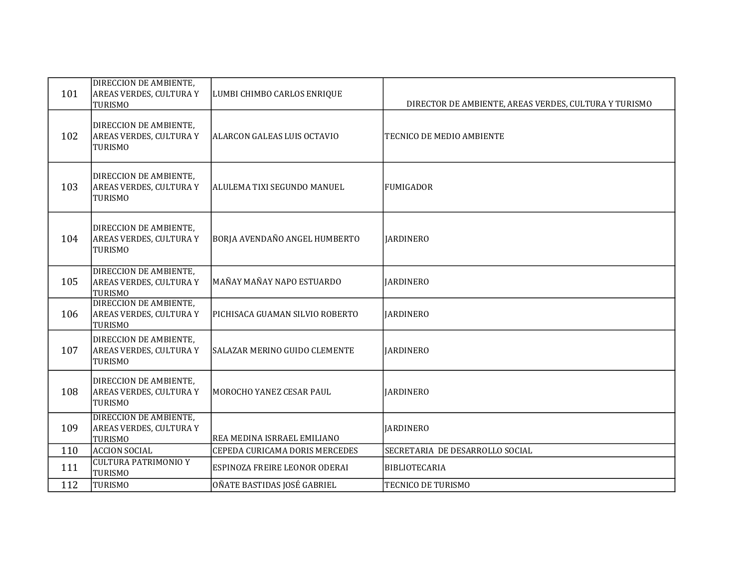| | | | |
|---|---|---|---|
| 101 | DIRECCION DE AMBIENTE, AREAS VERDES, CULTURA Y TURISMO | LUMBI CHIMBO CARLOS ENRIQUE | DIRECTOR DE AMBIENTE, AREAS VERDES, CULTURA Y TURISMO |
| 102 | DIRECCION DE AMBIENTE, AREAS VERDES, CULTURA Y TURISMO | ALARCON GALEAS LUIS OCTAVIO | TECNICO DE MEDIO AMBIENTE |
| 103 | DIRECCION DE AMBIENTE, AREAS VERDES, CULTURA Y TURISMO | ALULEMA TIXI SEGUNDO MANUEL | FUMIGADOR |
| 104 | DIRECCION DE AMBIENTE, AREAS VERDES, CULTURA Y TURISMO | BORJA AVENDAÑO ANGEL HUMBERTO | JARDINERO |
| 105 | DIRECCION DE AMBIENTE, AREAS VERDES, CULTURA Y TURISMO | MAÑAY MAÑAY NAPO ESTUARDO | JARDINERO |
| 106 | DIRECCION DE AMBIENTE, AREAS VERDES, CULTURA Y TURISMO | PICHISACA GUAMAN SILVIO ROBERTO | JARDINERO |
| 107 | DIRECCION DE AMBIENTE, AREAS VERDES, CULTURA Y TURISMO | SALAZAR MERINO GUIDO CLEMENTE | JARDINERO |
| 108 | DIRECCION DE AMBIENTE, AREAS VERDES, CULTURA Y TURISMO | MOROCHO YANEZ CESAR PAUL | JARDINERO |
| 109 | DIRECCION DE AMBIENTE, AREAS VERDES, CULTURA Y TURISMO | REA MEDINA ISRRAEL EMILIANO | JARDINERO |
| 110 | ACCION SOCIAL | CEPEDA CURICAMA DORIS MERCEDES | SECRETARIA DE DESARROLLO SOCIAL |
| 111 | CULTURA PATRIMONIO Y TURISMO | ESPINOZA FREIRE LEONOR ODERAI | BIBLIOTECARIA |
| 112 | TURISMO | OÑATE BASTIDAS JOSÉ GABRIEL | TECNICO DE TURISMO |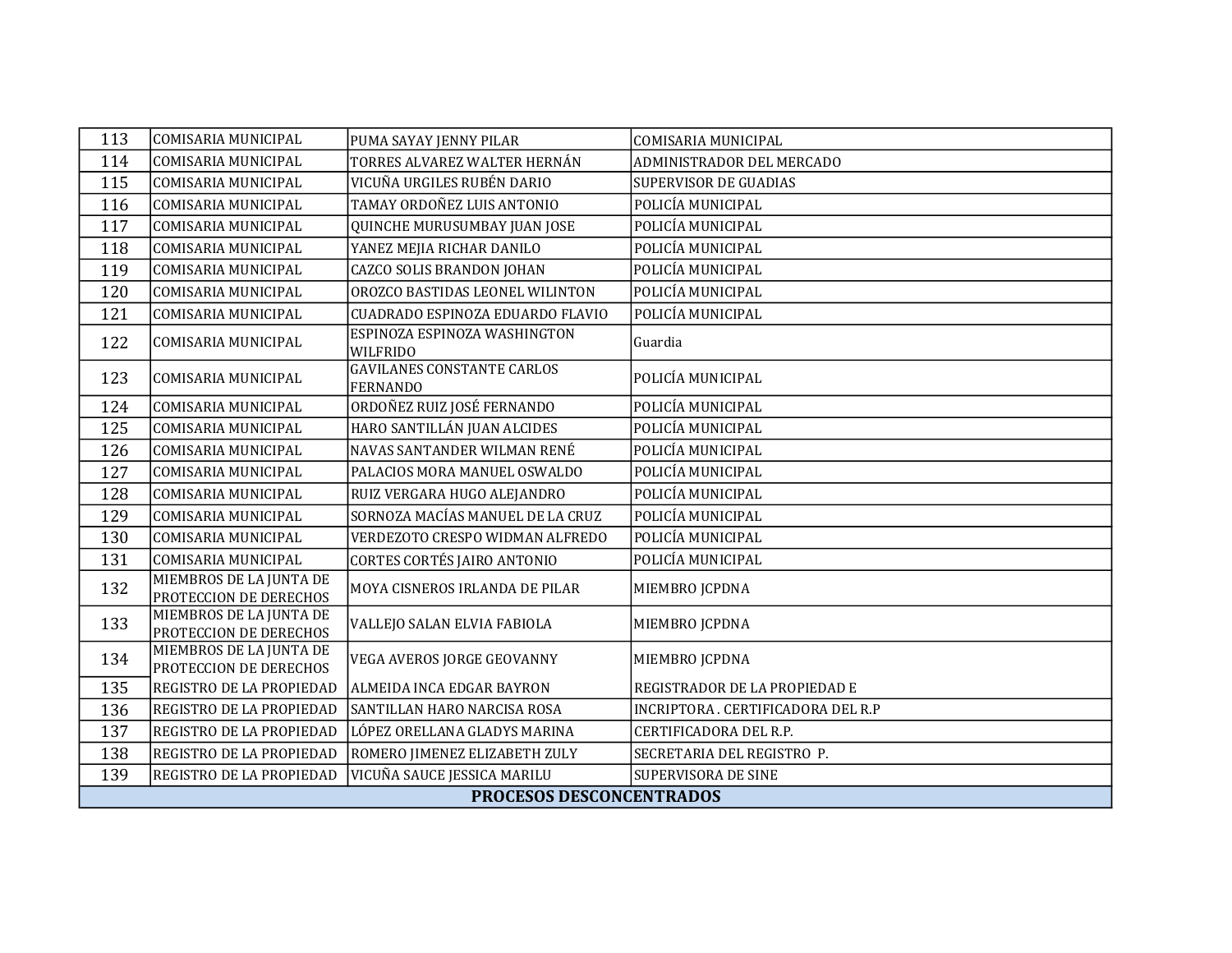| 113 | COMISARIA MUNICIPAL | PUMA SAYAY JENNY PILAR | COMISARIA MUNICIPAL |
|---|---|---|---|
| 114 | COMISARIA MUNICIPAL | TORRES ALVAREZ WALTER HERNÁN | ADMINISTRADOR DEL MERCADO |
| 115 | COMISARIA MUNICIPAL | VICUÑA URGILES RUBÉN DARIO | SUPERVISOR DE GUADIAS |
| 116 | COMISARIA MUNICIPAL | TAMAY ORDOÑEZ LUIS ANTONIO | POLICÍA MUNICIPAL |
| 117 | COMISARIA MUNICIPAL | QUINCHE MURUSUMBAY JUAN JOSE | POLICÍA MUNICIPAL |
| 118 | COMISARIA MUNICIPAL | YANEZ MEJIA RICHAR DANILO | POLICÍA MUNICIPAL |
| 119 | COMISARIA MUNICIPAL | CAZCO SOLIS BRANDON JOHAN | POLICÍA MUNICIPAL |
| 120 | COMISARIA MUNICIPAL | OROZCO BASTIDAS LEONEL WILINTON | POLICÍA MUNICIPAL |
| 121 | COMISARIA MUNICIPAL | CUADRADO ESPINOZA EDUARDO FLAVIO | POLICÍA MUNICIPAL |
| 122 | COMISARIA MUNICIPAL | ESPINOZA ESPINOZA WASHINGTON WILFRIDO | Guardia |
| 123 | COMISARIA MUNICIPAL | GAVILANES CONSTANTE CARLOS FERNANDO | POLICÍA MUNICIPAL |
| 124 | COMISARIA MUNICIPAL | ORDOÑEZ RUIZ JOSÉ FERNANDO | POLICÍA MUNICIPAL |
| 125 | COMISARIA MUNICIPAL | HARO SANTILLÁN JUAN ALCIDES | POLICÍA MUNICIPAL |
| 126 | COMISARIA MUNICIPAL | NAVAS SANTANDER WILMAN RENÉ | POLICÍA MUNICIPAL |
| 127 | COMISARIA MUNICIPAL | PALACIOS MORA MANUEL OSWALDO | POLICÍA MUNICIPAL |
| 128 | COMISARIA MUNICIPAL | RUIZ VERGARA HUGO ALEJANDRO | POLICÍA MUNICIPAL |
| 129 | COMISARIA MUNICIPAL | SORNOZA MACÍAS MANUEL DE LA CRUZ | POLICÍA MUNICIPAL |
| 130 | COMISARIA MUNICIPAL | VERDEZOTO CRESPO WIDMAN ALFREDO | POLICÍA MUNICIPAL |
| 131 | COMISARIA MUNICIPAL | CORTES CORTÉS JAIRO ANTONIO | POLICÍA MUNICIPAL |
| 132 | MIEMBROS DE LA JUNTA DE PROTECCION DE DERECHOS | MOYA CISNEROS IRLANDA DE PILAR | MIEMBRO JCPDNA |
| 133 | MIEMBROS DE LA JUNTA DE PROTECCION DE DERECHOS | VALLEJO SALAN ELVIA FABIOLA | MIEMBRO JCPDNA |
| 134 | MIEMBROS DE LA JUNTA DE PROTECCION DE DERECHOS | VEGA AVEROS JORGE GEOVANNY | MIEMBRO JCPDNA |
| 135 | REGISTRO DE LA PROPIEDAD | ALMEIDA INCA EDGAR BAYRON | REGISTRADOR DE LA PROPIEDAD E |
| 136 | REGISTRO DE LA PROPIEDAD | SANTILLAN HARO NARCISA ROSA | INCRIPTORA . CERTIFICADORA DEL R.P |
| 137 | REGISTRO DE LA PROPIEDAD | LÓPEZ ORELLANA GLADYS MARINA | CERTIFICADORA DEL R.P. |
| 138 | REGISTRO DE LA PROPIEDAD | ROMERO JIMENEZ ELIZABETH ZULY | SECRETARIA DEL REGISTRO P. |
| 139 | REGISTRO DE LA PROPIEDAD | VICUÑA SAUCE JESSICA MARILU | SUPERVISORA DE SINE |
| **PROCESOS DESCONCENTRADOS** | | | |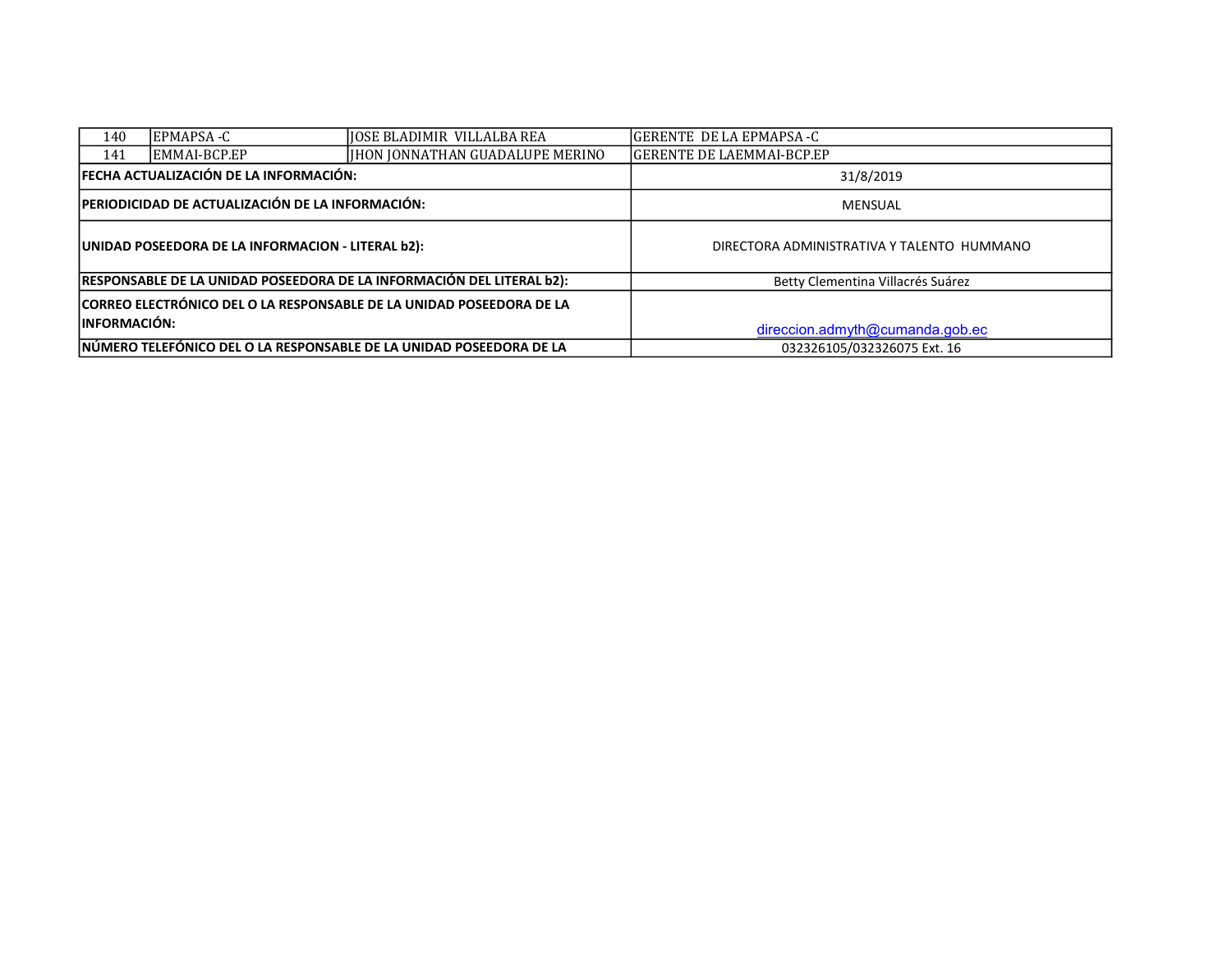| | | | |
|---|---|---|---|
| 140 | EPMAPSA -C | JOSE BLADIMIR VILLALBA REA | GERENTE DE LA EPMAPSA -C |
| 141 | EMMAI-BCP.EP | JHON JONNATHAN GUADALUPE MERINO | GERENTE DE LAEMMAI-BCP.EP |
| **FECHA ACTUALIZACIÓN DE LA INFORMACIÓN:** | | | 31/8/2019 |
| **PERIODICIDAD DE ACTUALIZACIÓN DE LA INFORMACIÓN:** | | | MENSUAL |
| **UNIDAD POSEEDORA DE LA INFORMACION - LITERAL b2):** | | | DIRECTORA ADMINISTRATIVA Y TALENTO HUMMANO |
| **RESPONSABLE DE LA UNIDAD POSEEDORA DE LA INFORMACIÓN DEL LITERAL b2):** | | | Betty Clementina Villacrés Suárez |
| **CORREO ELECTRÓNICO DEL O LA RESPONSABLE DE LA UNIDAD POSEEDORA DE LA INFORMACIÓN:** | | | direccion.admyth@cumanda.gob.ec |
| **NÚMERO TELEFÓNICO DEL O LA RESPONSABLE DE LA UNIDAD POSEEDORA DE LA** | | | 032326105/032326075 Ext. 16 |